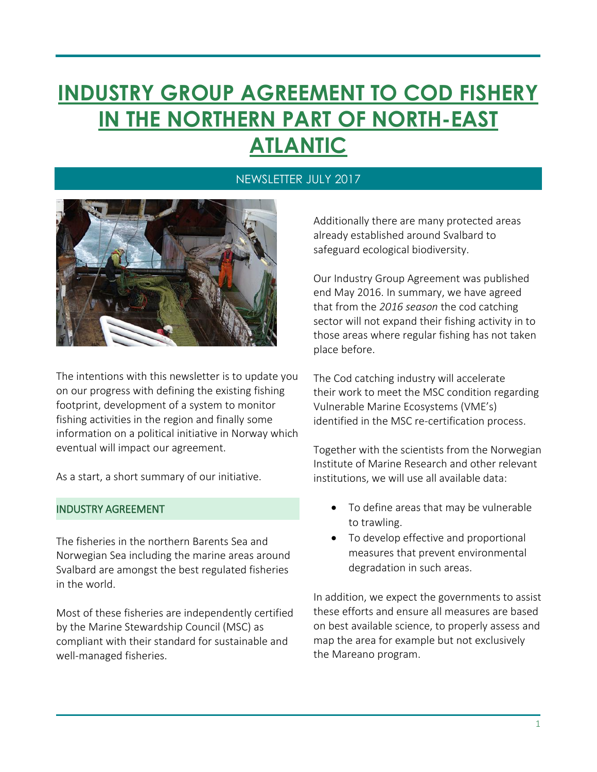# INDUSTRY GROUP AGREEMENT TO COD FISHERY IN THE NORTHERN PART OF NORTH-EAST ATLANTIC

NEWSLETTER JULY 2017

The intentions with this newsletter is to update you on our progress with defining the existing fishing footprint, development of a system to monitor fishing activities in the region and finally some information on a political initiative in Norway which eventual will impact our agreement.

As a start, a short summary of our initiative.

## INDUSTRY AGREEMENT

The fisheries in the northern Barents Sea and Norwegian Sea including the marine areas around Svalbard are amongst the best regulated fisheries in the world.

Most of these fisheries are independently certified by the Marine Stewardship Council (MSC) as compliant with their standard for sustainable and well-managed fisheries.

Additionally there are many protected areas already established around Svalbard to safeguard ecological biodiversity.

Our Industry Group Agreement was published end May 2016. In summary, we have agreed that from the *2016 season* the cod catching sector will not expand their fishing activity in to those areas where regular fishing has not taken place before.

The Cod catching industry will accelerate their work to meet the MSC condition regarding Vulnerable Marine Ecosystems (VME's) identified in the MSC re-certification process.

Together with the scientists from the Norwegian Institute of Marine Research and other relevant institutions, we will use all available data:

- To define areas that may be vulnerable to trawling.
- To develop effective and proportional measures that prevent environmental degradation in such areas.

In addition, we expect the governments to assist these efforts and ensure all measures are based on best available science, to properly assess and map the area for example but not exclusively the Mareano program.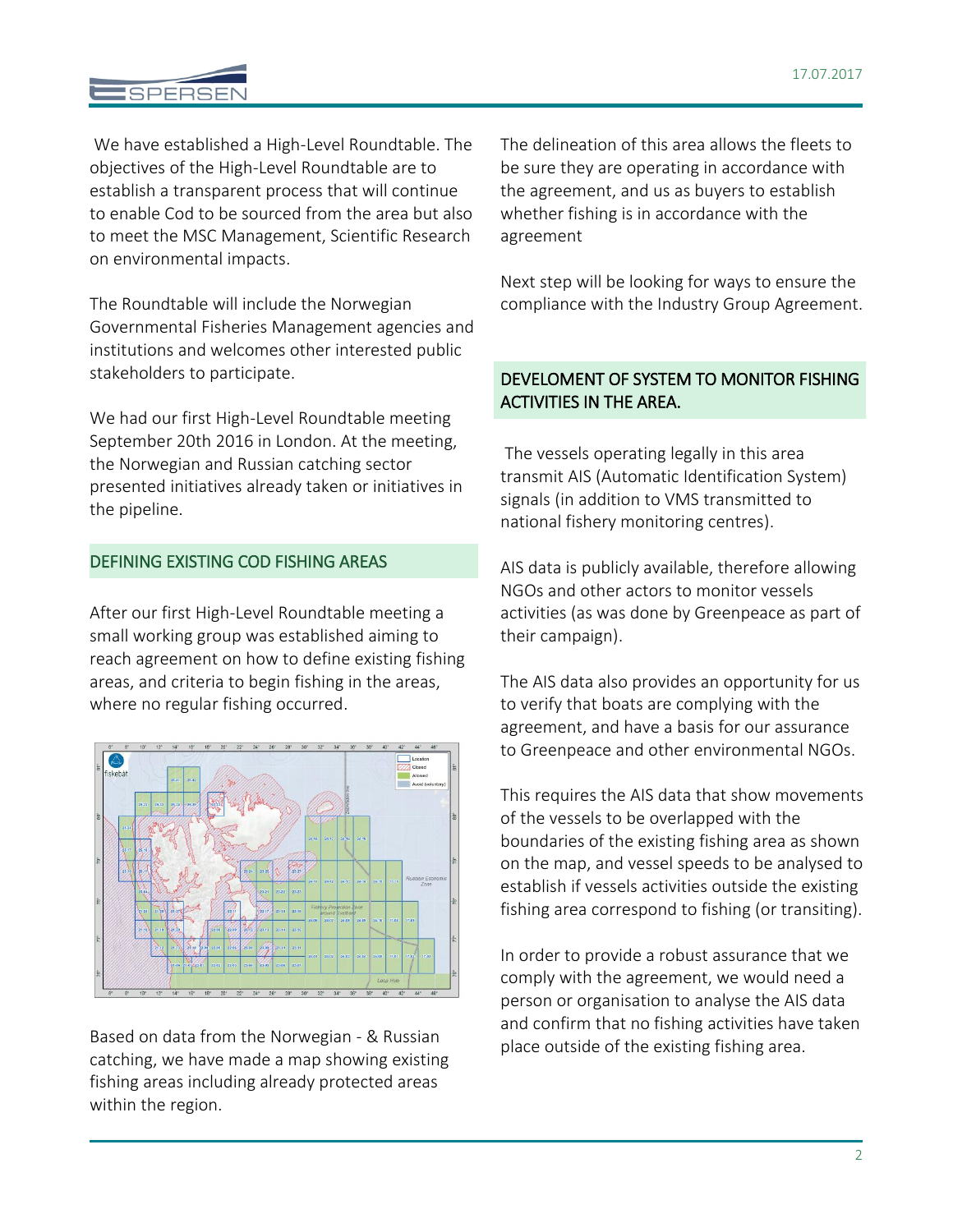We have established a High-Level Roundtable. The objectives of the High-Level Roundtable are to establish a transparent process that will continue to enable Cod to be sourced from the area but also to meet the MSC Management, Scientific Research on environmental impacts.

The Roundtable will include the Norwegian Governmental Fisheries Management agencies and institutions and welcomes other interested public stakeholders to participate.

We had our first High-Level Roundtable meeting September 20th 2016 in London. At the meeting, the Norwegian and Russian catching sector presented initiatives already taken or initiatives in the pipeline.

## DEFINING EXISTING COD FISHING AREAS

After our first High-Level Roundtable meeting a small working group was established aiming to reach agreement on how to define existing fishing areas, and criteria to begin fishing in the areas, where no regular fishing occurred.

Based on data from the Norwegian - & Russian catching, we have made a map showing existing fishing areas including already protected areas within the region.

The delineation of this area allows the fleets to be sure they are operating in accordance with the agreement, and us as buyers to establish whether fishing is in accordance with the agreement

Next step will be looking for ways to ensure the compliance with the Industry Group Agreement.

## DEVELOMENT OF SYSTEM TO MONITOR FISHING ACTIVITIES IN THE AREA.

The vessels operating legally in this area transmit AIS (Automatic Identification System) signals (in addition to VMS transmitted to national fishery monitoring centres).

AIS data is publicly available, therefore allowing NGOs and other actors to monitor vessels activities (as was done by Greenpeace as part of their campaign).

The AIS data also provides an opportunity for us to verify that boats are complying with the agreement, and have a basis for our assurance to Greenpeace and other environmental NGOs.

This requires the AIS data that show movements of the vessels to be overlapped with the boundaries of the existing fishing area as shown on the map, and vessel speeds to be analysed to establish if vessels activities outside the existing fishing area correspond to fishing (or transiting).

In order to provide a robust assurance that we comply with the agreement, we would need a person or organisation to analyse the AIS data and confirm that no fishing activities have taken place outside of the existing fishing area.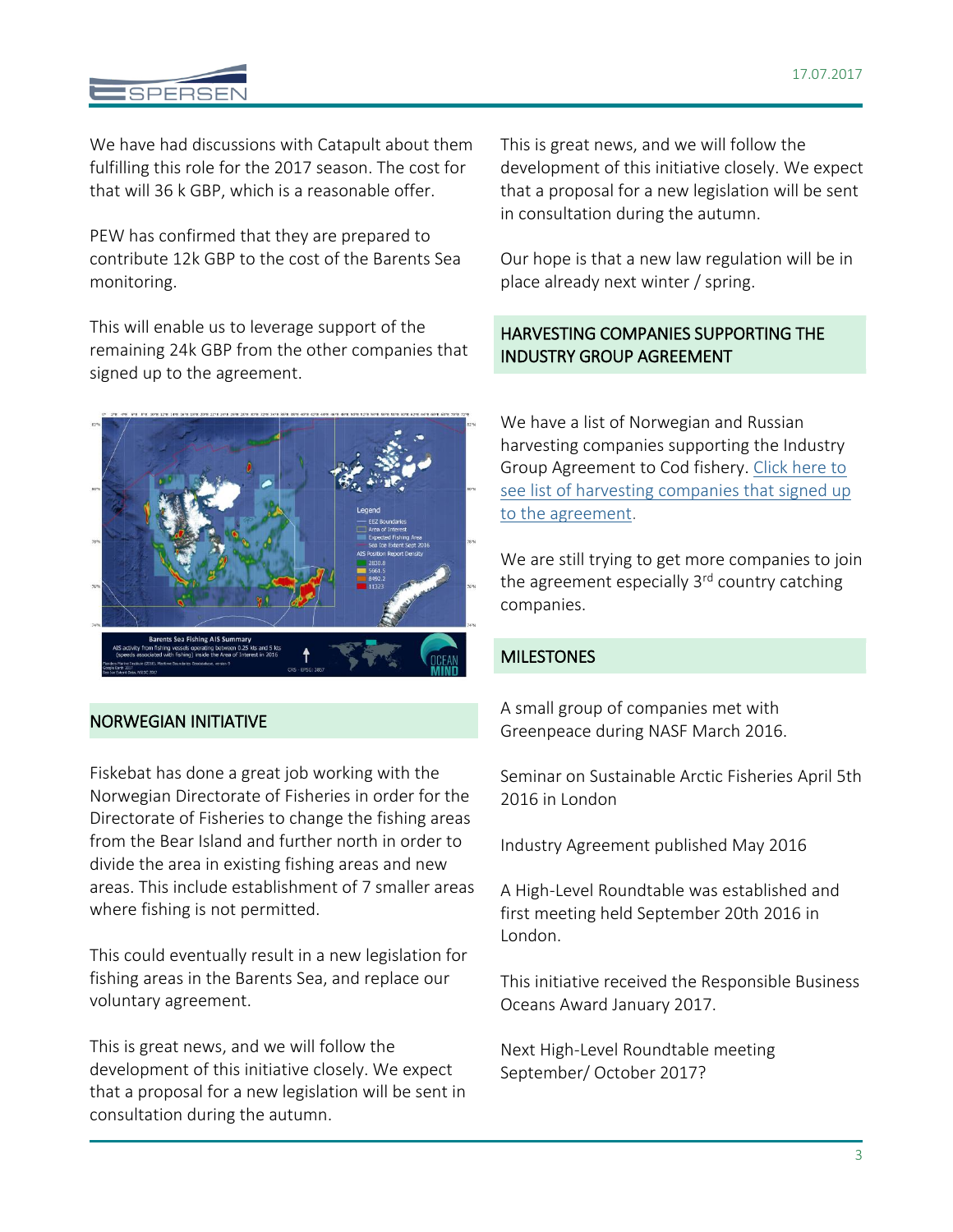We have had discussions with Catapult about them fulfilling this role for the 2017 season. The cost for that will 36 k GBP, which is a reasonable offer.

PEW has confirmed that they are prepared to contribute 12k GBP to the cost of the Barents Sea monitoring.

This will enable us to leverage support of the remaining 24k GBP from the other companies that signed up to the agreement.

Legend
EEZ Boundaries
Area of Interest
Expected Fishing Area
Sea Ice Extent Sept 2016
AIS Position Report Density
2830.8
5661.5
8492.2
11323

Barents Sea Fishing AIS Summary
AIS activity from fishing vessels operating between 0.25 kts and 5 kts (speeds associated with fishing) inside the Area of Interest in 2016

OCEAN MIND

## NORWEGIAN INITIATIVE

Fiskebat has done a great job working with the Norwegian Directorate of Fisheries in order for the Directorate of Fisheries to change the fishing areas from the Bear Island and further north in order to divide the area in existing fishing areas and new areas. This include establishment of 7 smaller areas where fishing is not permitted.

This could eventually result in a new legislation for fishing areas in the Barents Sea, and replace our voluntary agreement.

This is great news, and we will follow the development of this initiative closely. We expect that a proposal for a new legislation will be sent in consultation during the autumn.

This is great news, and we will follow the development of this initiative closely. We expect that a proposal for a new legislation will be sent in consultation during the autumn.

Our hope is that a new law regulation will be in place already next winter / spring.

## HARVESTING COMPANIES SUPPORTING THE INDUSTRY GROUP AGREEMENT

We have a list of Norwegian and Russian harvesting companies supporting the Industry Group Agreement to Cod fishery. [Click here to see list of harvesting companies that signed up to the agreement].

We are still trying to get more companies to join the agreement especially 3rd country catching companies.

## MILESTONES

A small group of companies met with Greenpeace during NASF March 2016.

Seminar on Sustainable Arctic Fisheries April 5th 2016 in London

Industry Agreement published May 2016

A High-Level Roundtable was established and first meeting held September 20th 2016 in London.

This initiative received the Responsible Business Oceans Award January 2017.

Next High-Level Roundtable meeting September/ October 2017?